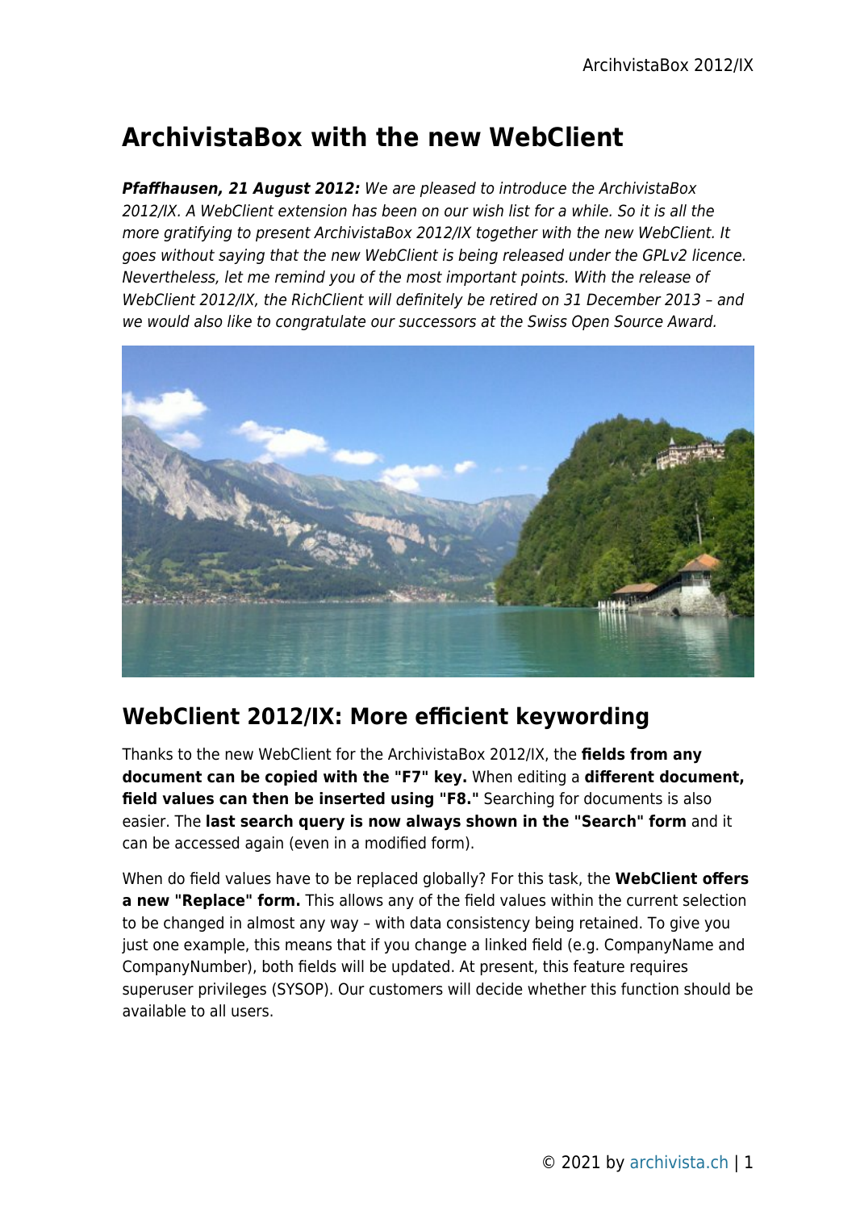# ArchivistaBox with the new WebClient

***Pfaffhausen, 21 August 2012:*** *We are pleased to introduce the ArchivistaBox 2012/IX. A WebClient extension has been on our wish list for a while. So it is all the more gratifying to present ArchivistaBox 2012/IX together with the new WebClient. It goes without saying that the new WebClient is being released under the GPLv2 licence. Nevertheless, let me remind you of the most important points. With the release of WebClient 2012/IX, the RichClient will definitely be retired on 31 December 2013 – and we would also like to congratulate our successors at the Swiss Open Source Award.*

## WebClient 2012/IX: More efficient keywording

Thanks to the new WebClient for the ArchivistaBox 2012/IX, the **fields from any document can be copied with the "F7" key.** When editing a **different document, field values can then be inserted using "F8."** Searching for documents is also easier. The **last search query is now always shown in the "Search" form** and it can be accessed again (even in a modified form).

When do field values have to be replaced globally? For this task, the **WebClient offers a new "Replace" form.** This allows any of the field values within the current selection to be changed in almost any way – with data consistency being retained. To give you just one example, this means that if you change a linked field (e.g. CompanyName and CompanyNumber), both fields will be updated. At present, this feature requires superuser privileges (SYSOP). Our customers will decide whether this function should be available to all users.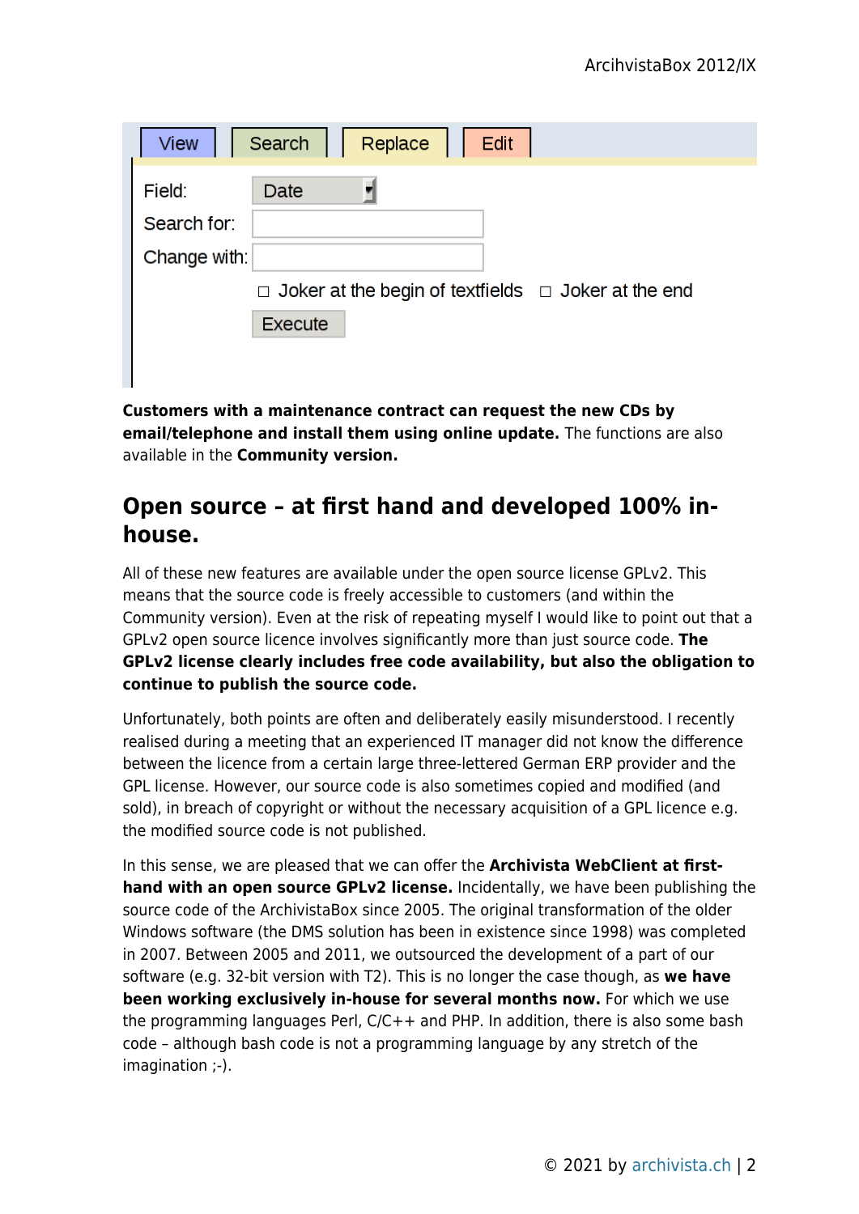View | Search | Replace | Edit

Field: Date

Search for:

Change with:

☐ Joker at the begin of textfields ☐ Joker at the end

Execute

**Customers with a maintenance contract can request the new CDs by email/telephone and install them using online update.** The functions are also available in the **Community version.**

## Open source – at first hand and developed 100% in-house.

All of these new features are available under the open source license GPLv2. This means that the source code is freely accessible to customers (and within the Community version). Even at the risk of repeating myself I would like to point out that a GPLv2 open source licence involves significantly more than just source code. **The GPLv2 license clearly includes free code availability, but also the obligation to continue to publish the source code.**

Unfortunately, both points are often and deliberately easily misunderstood. I recently realised during a meeting that an experienced IT manager did not know the difference between the licence from a certain large three-lettered German ERP provider and the GPL license. However, our source code is also sometimes copied and modified (and sold), in breach of copyright or without the necessary acquisition of a GPL licence e.g. the modified source code is not published.

In this sense, we are pleased that we can offer the **Archivista WebClient at first-hand with an open source GPLv2 license.** Incidentally, we have been publishing the source code of the ArchivistaBox since 2005. The original transformation of the older Windows software (the DMS solution has been in existence since 1998) was completed in 2007. Between 2005 and 2011, we outsourced the development of a part of our software (e.g. 32-bit version with T2). This is no longer the case though, as **we have been working exclusively in-house for several months now.** For which we use the programming languages Perl, C/C++ and PHP. In addition, there is also some bash code – although bash code is not a programming language by any stretch of the imagination ;-).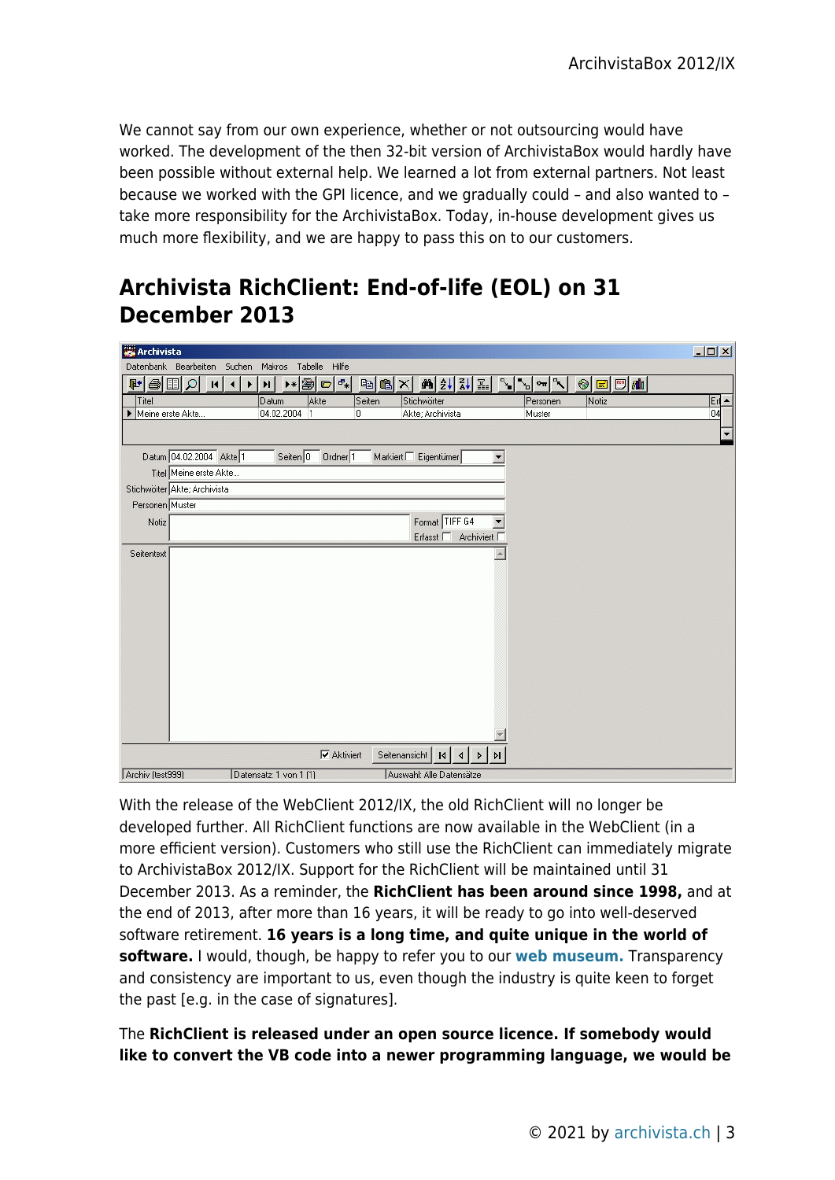We cannot say from our own experience, whether or not outsourcing would have worked. The development of the then 32-bit version of ArchivistaBox would hardly have been possible without external help. We learned a lot from external partners. Not least because we worked with the GPI licence, and we gradually could – and also wanted to – take more responsibility for the ArchivistaBox. Today, in-house development gives us much more flexibility, and we are happy to pass this on to our customers.

## Archivista RichClient: End-of-life (EOL) on 31 December 2013

With the release of the WebClient 2012/IX, the old RichClient will no longer be developed further. All RichClient functions are now available in the WebClient (in a more efficient version). Customers who still use the RichClient can immediately migrate to ArchivistaBox 2012/IX. Support for the RichClient will be maintained until 31 December 2013. As a reminder, the **RichClient has been around since 1998,** and at the end of 2013, after more than 16 years, it will be ready to go into well-deserved software retirement. **16 years is a long time, and quite unique in the world of software.** I would, though, be happy to refer you to our **web museum.** Transparency and consistency are important to us, even though the industry is quite keen to forget the past [e.g. in the case of signatures].

The **RichClient is released under an open source licence. If somebody would like to convert the VB code into a newer programming language, we would be**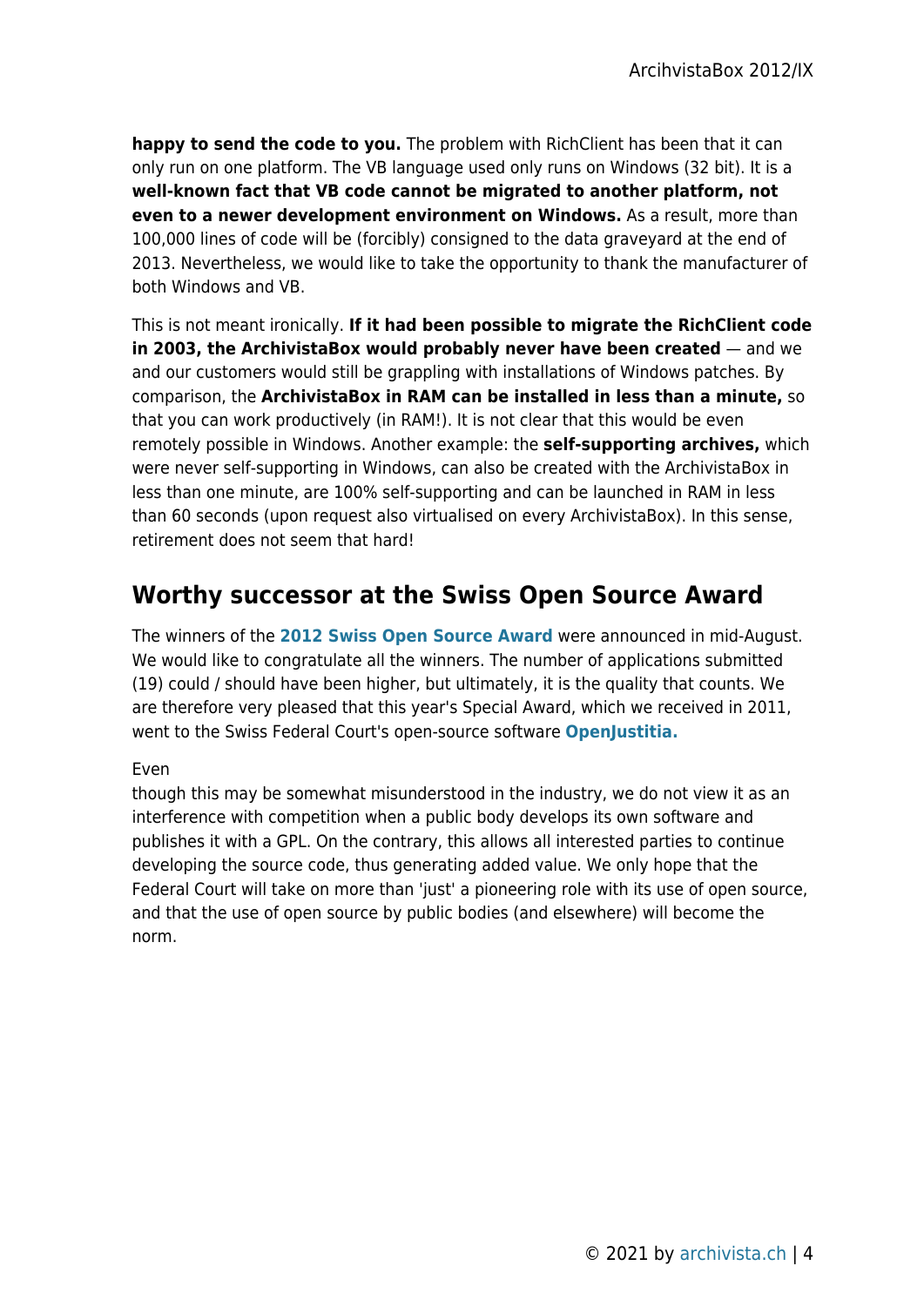**happy to send the code to you.** The problem with RichClient has been that it can only run on one platform. The VB language used only runs on Windows (32 bit). It is a **well-known fact that VB code cannot be migrated to another platform, not even to a newer development environment on Windows.** As a result, more than 100,000 lines of code will be (forcibly) consigned to the data graveyard at the end of 2013. Nevertheless, we would like to take the opportunity to thank the manufacturer of both Windows and VB.

This is not meant ironically. **If it had been possible to migrate the RichClient code in 2003, the ArchivistaBox would probably never have been created** — and we and our customers would still be grappling with installations of Windows patches. By comparison, the **ArchivistaBox in RAM can be installed in less than a minute,** so that you can work productively (in RAM!). It is not clear that this would be even remotely possible in Windows. Another example: the **self-supporting archives,** which were never self-supporting in Windows, can also be created with the ArchivistaBox in less than one minute, are 100% self-supporting and can be launched in RAM in less than 60 seconds (upon request also virtualised on every ArchivistaBox). In this sense, retirement does not seem that hard!

## Worthy successor at the Swiss Open Source Award

The winners of the **2012 Swiss Open Source Award** were announced in mid-August. We would like to congratulate all the winners. The number of applications submitted (19) could / should have been higher, but ultimately, it is the quality that counts. We are therefore very pleased that this year's Special Award, which we received in 2011, went to the Swiss Federal Court's open-source software **OpenJustitia.**

Even
though this may be somewhat misunderstood in the industry, we do not view it as an interference with competition when a public body develops its own software and publishes it with a GPL. On the contrary, this allows all interested parties to continue developing the source code, thus generating added value. We only hope that the Federal Court will take on more than 'just' a pioneering role with its use of open source, and that the use of open source by public bodies (and elsewhere) will become the norm.